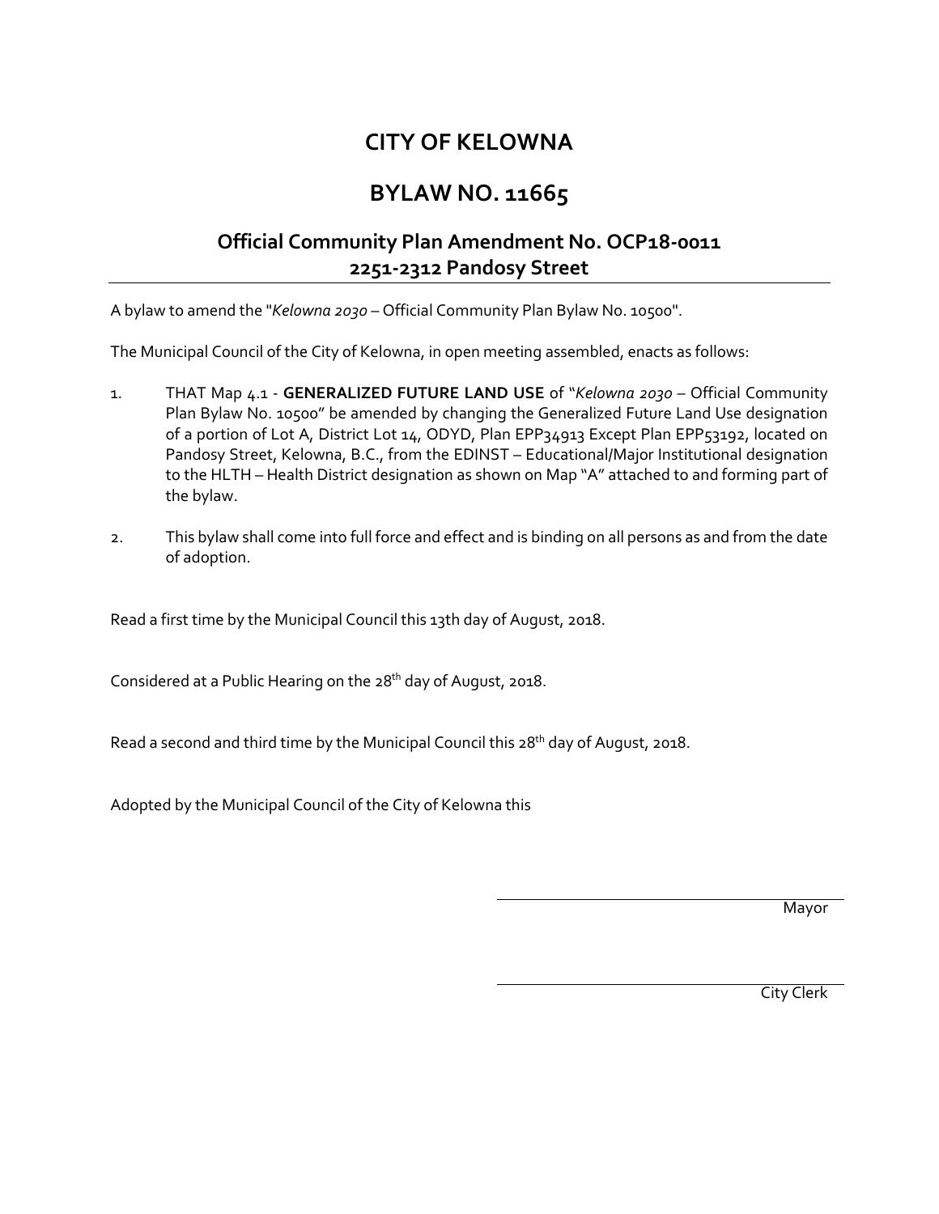# CITY OF KELOWNA

# BYLAW NO. 11665

## Official Community Plan Amendment No. OCP18-0011
## 2251-2312 Pandosy Street

---

A bylaw to amend the "*Kelowna 2030* – Official Community Plan Bylaw No. 10500".

The Municipal Council of the City of Kelowna, in open meeting assembled, enacts as follows:

1. THAT Map 4.1 - **GENERALIZED FUTURE LAND USE** of "*Kelowna 2030* – Official Community Plan Bylaw No. 10500" be amended by changing the Generalized Future Land Use designation of a portion of Lot A, District Lot 14, ODYD, Plan EPP34913 Except Plan EPP53192, located on Pandosy Street, Kelowna, B.C., from the EDINST – Educational/Major Institutional designation to the HLTH – Health District designation as shown on Map "A" attached to and forming part of the bylaw.

2. This bylaw shall come into full force and effect and is binding on all persons as and from the date of adoption.

Read a first time by the Municipal Council this 13th day of August, 2018.

Considered at a Public Hearing on the 28th day of August, 2018.

Read a second and third time by the Municipal Council this 28th day of August, 2018.

Adopted by the Municipal Council of the City of Kelowna this

Mayor

City Clerk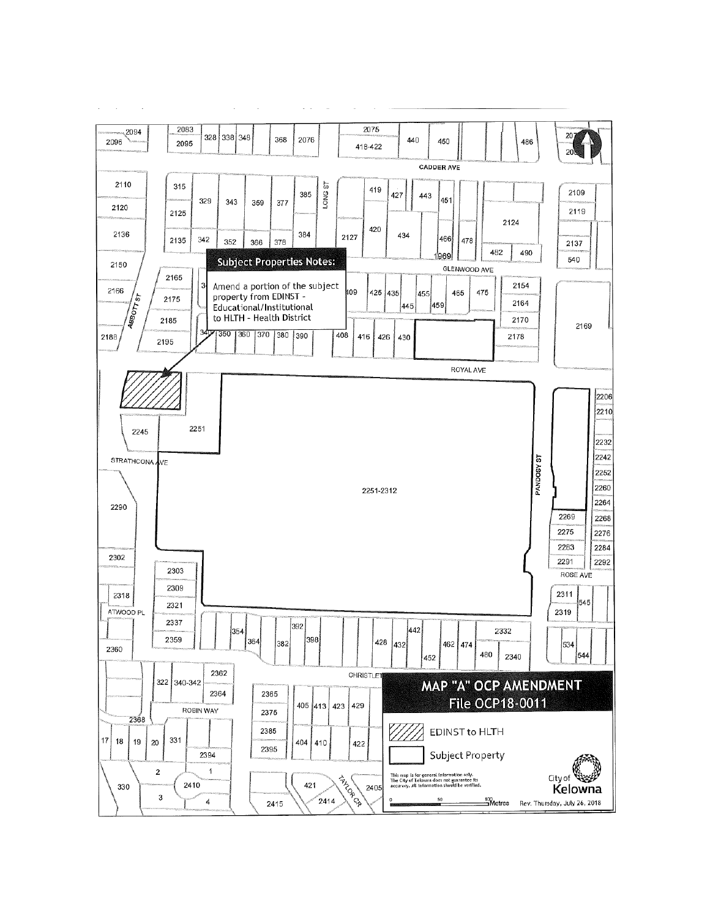**Subject Properties Notes:**

Amend a portion of the subject property from EDINST - Educational/Institutional to HLTH - Health District

# MAP "A" OCP AMENDMENT

## File OCP18-0011

EDINST to HLTH

Subject Property

This map is for general information only. The City of Kelowna does not guarantee its accuracy. All information should be verified.

0 50 100 Metres

City of Kelowna

Rev. Thursday, July 26, 2018